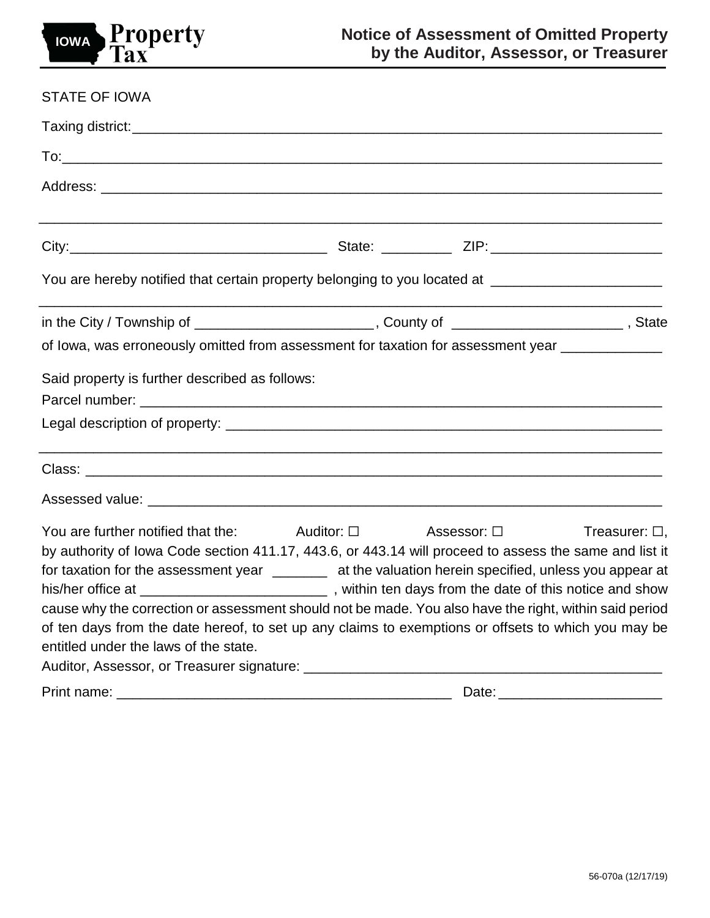IOWA Property Tax

# Notice of Assessment of Omitted Property by the Auditor, Assessor, or Treasurer

STATE OF IOWA

Taxing district:_______________________________________________________________________

To:______________________________________________________________________________

Address: _________________________________________________________________________

_________________________________________________________________________________

City:________________________________ State: _________ ZIP:______________________

You are hereby notified that certain property belonging to you located at ______________________

_________________________________________________________________________________

in the City / Township of _______________________, County of ______________________ , State of Iowa, was erroneously omitted from assessment for taxation for assessment year _____________

Said property is further described as follows:

Parcel number: ____________________________________________________________________

Legal description of property: _______________________________________________________

_________________________________________________________________________________

Class: ___________________________________________________________________________

Assessed value: ____________________________________________________________________

You are further notified that the: Auditor: ☐ Assessor: ☐ Treasurer: ☐, by authority of Iowa Code section 411.17, 443.6, or 443.14 will proceed to assess the same and list it for taxation for the assessment year _______ at the valuation herein specified, unless you appear at his/her office at ________________________ , within ten days from the date of this notice and show cause why the correction or assessment should not be made. You also have the right, within said period of ten days from the date hereof, to set up any claims to exemptions or offsets to which you may be entitled under the laws of the state.

Auditor, Assessor, or Treasurer signature: ______________________________________________

Print name: ____________________________________________ Date:_____________________

56-070a (12/17/19)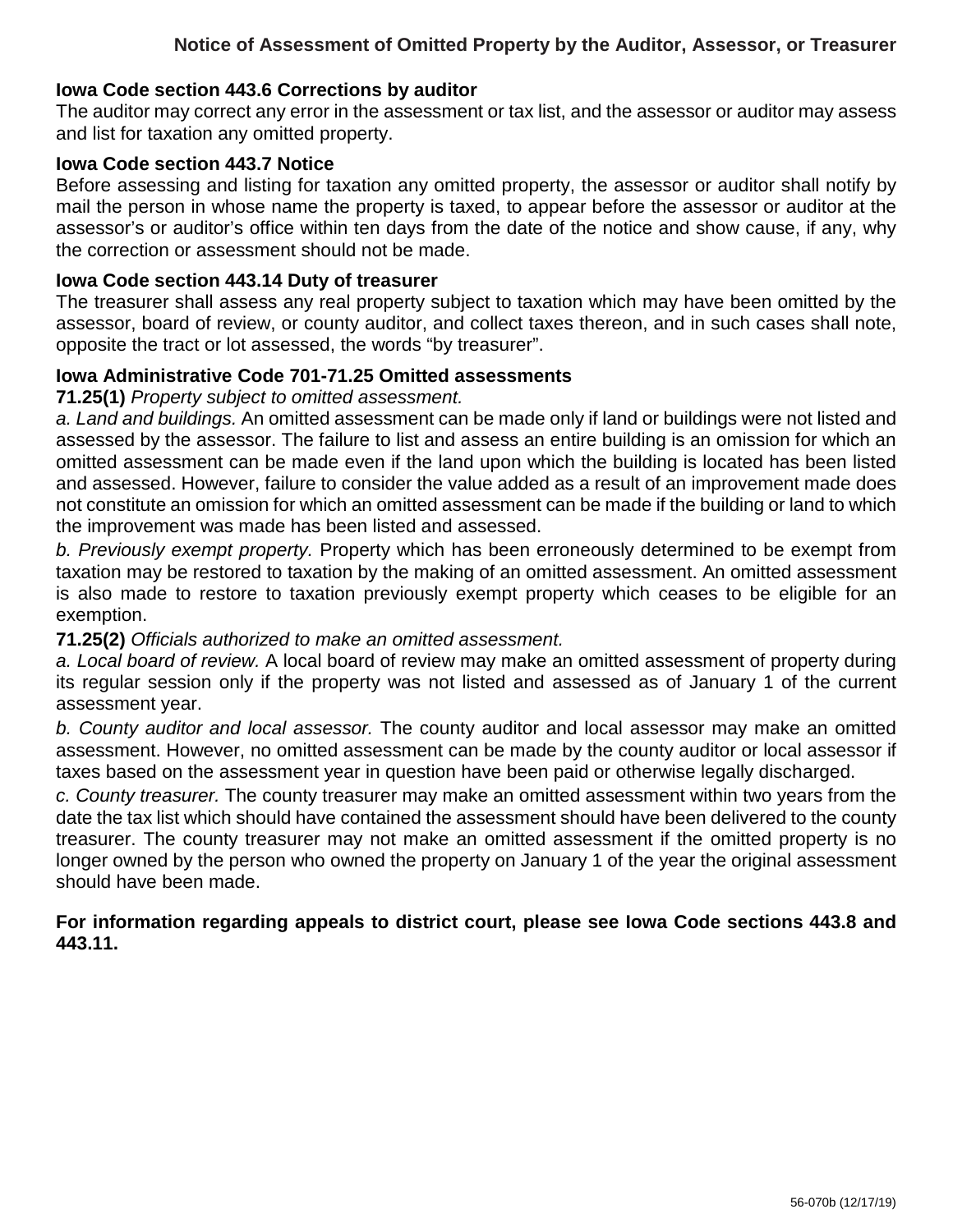## Notice of Assessment of Omitted Property by the Auditor, Assessor, or Treasurer

**Iowa Code section 443.6 Corrections by auditor**

The auditor may correct any error in the assessment or tax list, and the assessor or auditor may assess and list for taxation any omitted property.

**Iowa Code section 443.7 Notice**

Before assessing and listing for taxation any omitted property, the assessor or auditor shall notify by mail the person in whose name the property is taxed, to appear before the assessor or auditor at the assessor's or auditor's office within ten days from the date of the notice and show cause, if any, why the correction or assessment should not be made.

**Iowa Code section 443.14 Duty of treasurer**

The treasurer shall assess any real property subject to taxation which may have been omitted by the assessor, board of review, or county auditor, and collect taxes thereon, and in such cases shall note, opposite the tract or lot assessed, the words "by treasurer".

**Iowa Administrative Code 701-71.25 Omitted assessments**

**71.25(1)** *Property subject to omitted assessment.*

*a. Land and buildings.* An omitted assessment can be made only if land or buildings were not listed and assessed by the assessor. The failure to list and assess an entire building is an omission for which an omitted assessment can be made even if the land upon which the building is located has been listed and assessed. However, failure to consider the value added as a result of an improvement made does not constitute an omission for which an omitted assessment can be made if the building or land to which the improvement was made has been listed and assessed.

*b. Previously exempt property.* Property which has been erroneously determined to be exempt from taxation may be restored to taxation by the making of an omitted assessment. An omitted assessment is also made to restore to taxation previously exempt property which ceases to be eligible for an exemption.

**71.25(2)** *Officials authorized to make an omitted assessment.*

*a. Local board of review.* A local board of review may make an omitted assessment of property during its regular session only if the property was not listed and assessed as of January 1 of the current assessment year.

*b. County auditor and local assessor.* The county auditor and local assessor may make an omitted assessment. However, no omitted assessment can be made by the county auditor or local assessor if taxes based on the assessment year in question have been paid or otherwise legally discharged.

*c. County treasurer.* The county treasurer may make an omitted assessment within two years from the date the tax list which should have contained the assessment should have been delivered to the county treasurer. The county treasurer may not make an omitted assessment if the omitted property is no longer owned by the person who owned the property on January 1 of the year the original assessment should have been made.

**For information regarding appeals to district court, please see Iowa Code sections 443.8 and 443.11.**

56-070b (12/17/19)